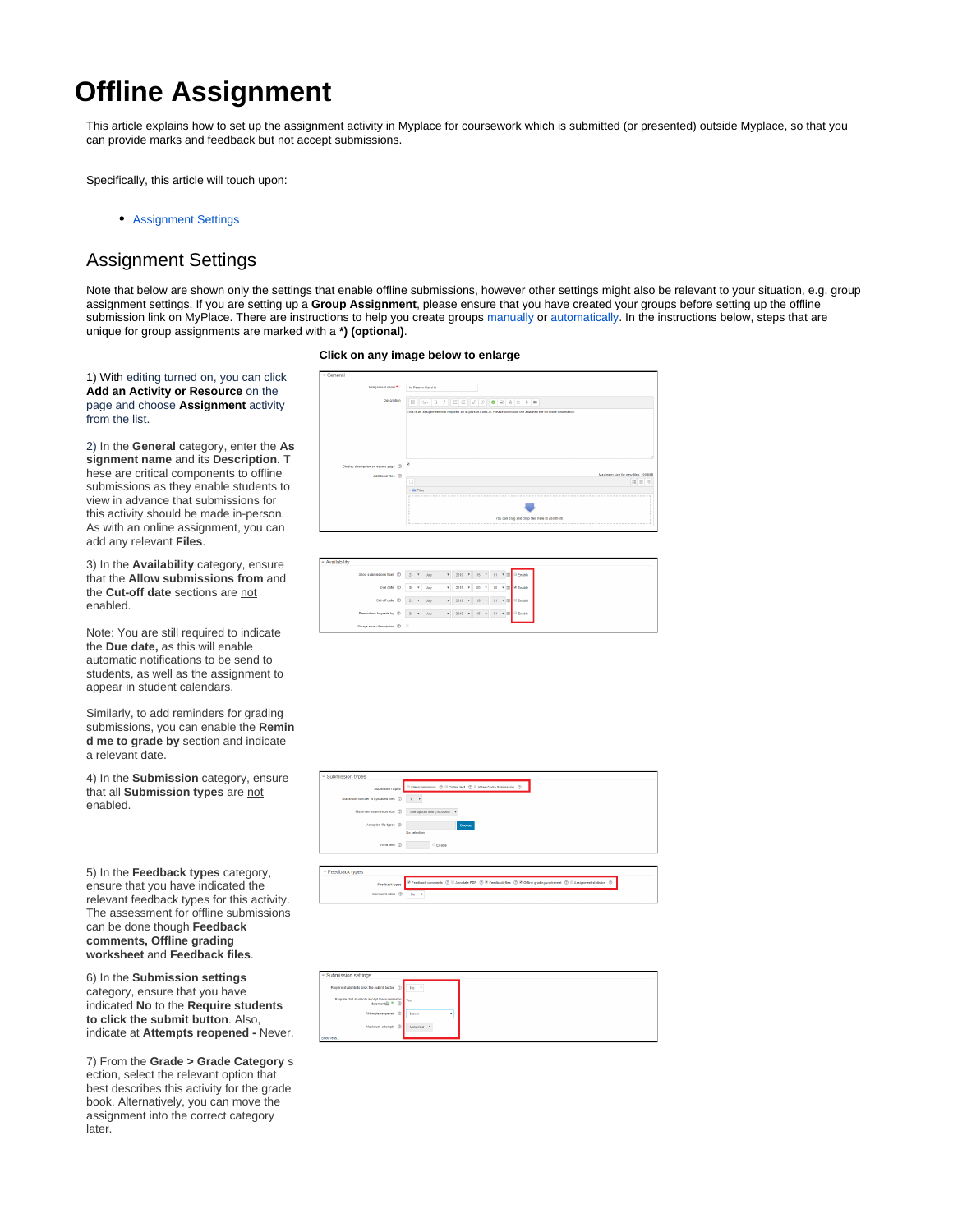# Offline Assignment

This article explains how to set up the assignment activity in Myplace for coursework which is submitted (or presented) outside Myplace, so that you can provide marks and feedback but not accept submissions.

Specifically, this article will touch upon:

- Assignment Settings

## Assignment Settings

Note that below are shown only the settings that enable offline submissions, however other settings might also be relevant to your situation, e.g. group assignment settings. If you are setting up a **Group Assignment**, please ensure that you have created your groups before setting up the offline submission link on MyPlace. There are instructions to help you create groups manually or automatically. In the instructions below, steps that are unique for group assignments are marked with a ***) (optional)**.

**Click on any image below to enlarge**

1) With editing turned on, you can click **Add an Activity or Resource** on the page and choose **Assignment** activity from the list.

2) In the **General** category, enter the **Assignment name** and its **Description.** These are critical components to offline submissions as they enable students to view in advance that submissions for this activity should be made in-person. As with an online assignment, you can add any relevant **Files**.

3) In the **Availability** category, ensure that the **Allow submissions from** and the **Cut-off date** sections are not enabled.

Note: You are still required to indicate the **Due date,** as this will enable automatic notifications to be send to students, as well as the assignment to appear in student calendars.

Similarly, to add reminders for grading submissions, you can enable the **Remind me to grade by** section and indicate a relevant date.

4) In the **Submission** category, ensure that all **Submission types** are not enabled.

5) In the **Feedback types** category, ensure that you have indicated the relevant feedback types for this activity. The assessment for offline submissions can be done though **Feedback comments, Offline grading worksheet** and **Feedback files**.

6) In the **Submission settings** category, ensure that you have indicated **No** to the **Require students to click the submit button**. Also, indicate at **Attempts reopened -** Never.

7) From the **Grade > Grade Category** section, select the relevant option that best describes this activity for the grade book. Alternatively, you can move the assignment into the correct category later.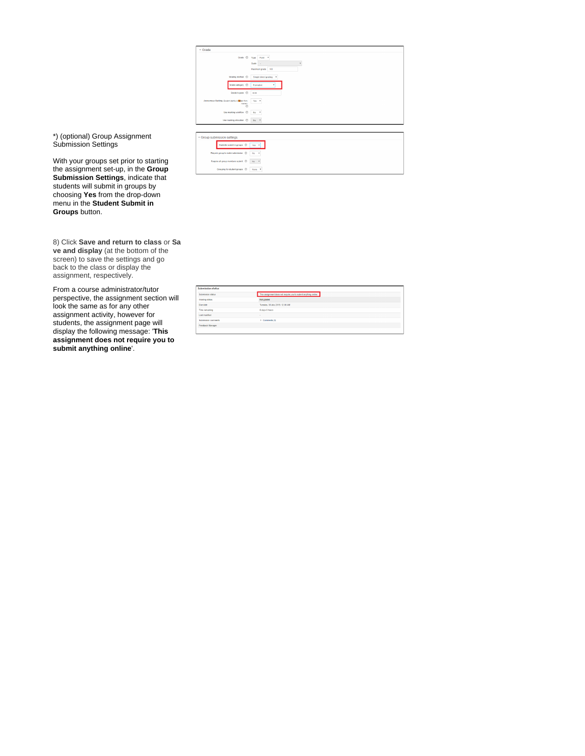*) (optional) Group Assignment Submission Settings

With your groups set prior to starting the assignment set-up, in the **Group Submission Settings**, indicate that students will submit in groups by choosing **Yes** from the drop-down menu in the **Student Submit in Groups** button.

8) Click **Save and return to class** or **Save and display** (at the bottom of the screen) to save the settings and go back to the class or display the assignment, respectively.

From a course administrator/tutor perspective, the assignment section will look the same as for any other assignment activity, however for students, the assignment page will display the following message: '**This assignment does not require you to submit anything online**'.